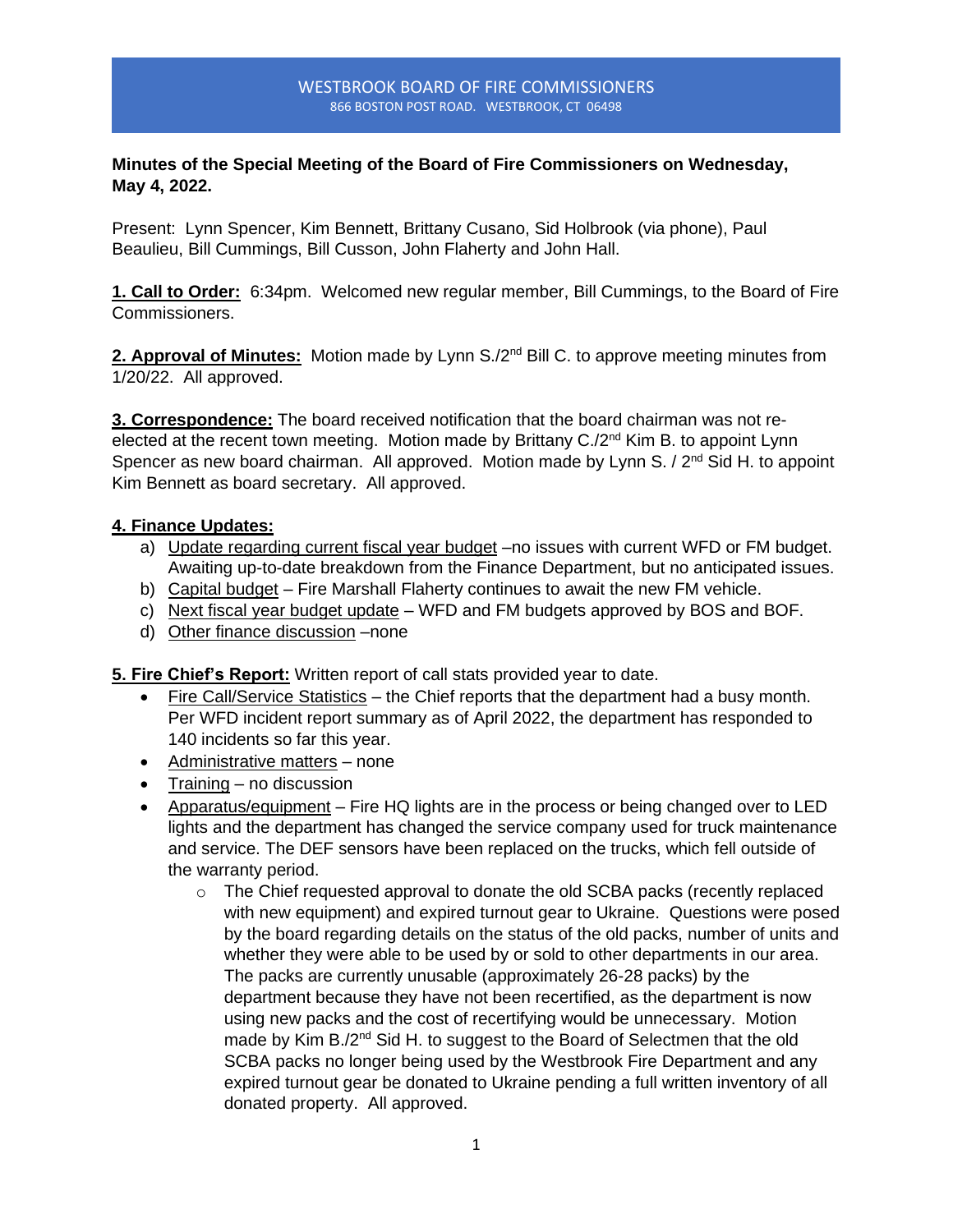# WESTBROOK BOARD OF FIRE COMMISSIONERS

866 BOSTON POST ROAD. WESTBROOK, CT 06498

**Minutes of the Special Meeting of the Board of Fire Commissioners on Wednesday, May 4, 2022.**

Present: Lynn Spencer, Kim Bennett, Brittany Cusano, Sid Holbrook (via phone), Paul Beaulieu, Bill Cummings, Bill Cusson, John Flaherty and John Hall.

**1. Call to Order:** 6:34pm. Welcomed new regular member, Bill Cummings, to the Board of Fire Commissioners.

**2. Approval of Minutes:** Motion made by Lynn S./2nd Bill C. to approve meeting minutes from 1/20/22. All approved.

**3. Correspondence:** The board received notification that the board chairman was not re-elected at the recent town meeting. Motion made by Brittany C./2nd Kim B. to appoint Lynn Spencer as new board chairman. All approved. Motion made by Lynn S. / 2nd Sid H. to appoint Kim Bennett as board secretary. All approved.

**4. Finance Updates:**

a) Update regarding current fiscal year budget –no issues with current WFD or FM budget. Awaiting up-to-date breakdown from the Finance Department, but no anticipated issues.
b) Capital budget – Fire Marshall Flaherty continues to await the new FM vehicle.
c) Next fiscal year budget update – WFD and FM budgets approved by BOS and BOF.
d) Other finance discussion –none

**5. Fire Chief's Report:** Written report of call stats provided year to date.

- Fire Call/Service Statistics – the Chief reports that the department had a busy month. Per WFD incident report summary as of April 2022, the department has responded to 140 incidents so far this year.
- Administrative matters – none
- Training – no discussion
- Apparatus/equipment – Fire HQ lights are in the process or being changed over to LED lights and the department has changed the service company used for truck maintenance and service. The DEF sensors have been replaced on the trucks, which fell outside of the warranty period.
    - The Chief requested approval to donate the old SCBA packs (recently replaced with new equipment) and expired turnout gear to Ukraine. Questions were posed by the board regarding details on the status of the old packs, number of units and whether they were able to be used by or sold to other departments in our area. The packs are currently unusable (approximately 26-28 packs) by the department because they have not been recertified, as the department is now using new packs and the cost of recertifying would be unnecessary. Motion made by Kim B./2nd Sid H. to suggest to the Board of Selectmen that the old SCBA packs no longer being used by the Westbrook Fire Department and any expired turnout gear be donated to Ukraine pending a full written inventory of all donated property. All approved.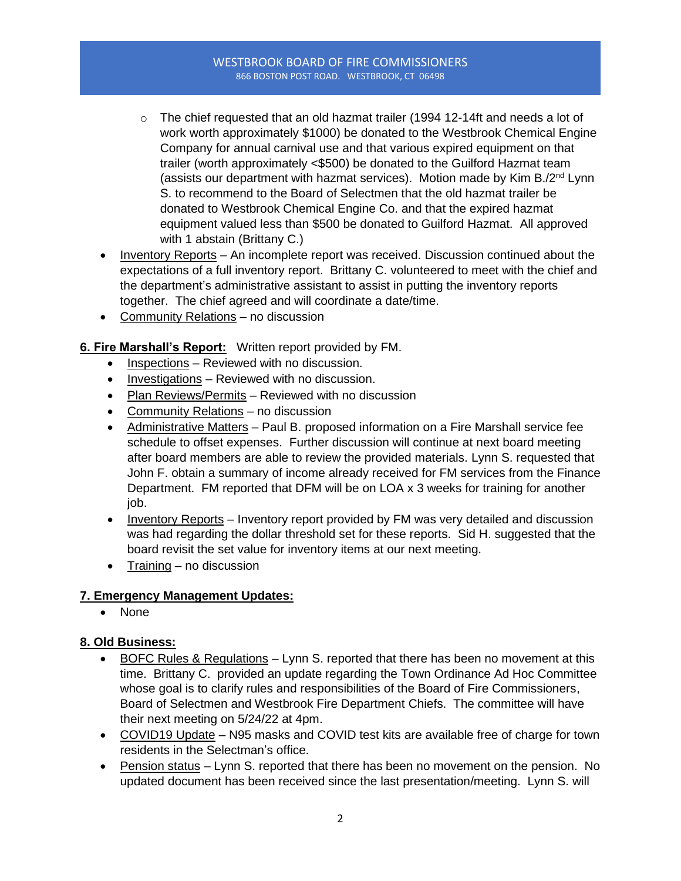- The chief requested that an old hazmat trailer (1994 12-14ft and needs a lot of work worth approximately $1000) be donated to the Westbrook Chemical Engine Company for annual carnival use and that various expired equipment on that trailer (worth approximately <$500) be donated to the Guilford Hazmat team (assists our department with hazmat services). Motion made by Kim B./2nd Lynn S. to recommend to the Board of Selectmen that the old hazmat trailer be donated to Westbrook Chemical Engine Co. and that the expired hazmat equipment valued less than $500 be donated to Guilford Hazmat. All approved with 1 abstain (Brittany C.)

- Inventory Reports – An incomplete report was received. Discussion continued about the expectations of a full inventory report. Brittany C. volunteered to meet with the chief and the department's administrative assistant to assist in putting the inventory reports together. The chief agreed and will coordinate a date/time.
- Community Relations – no discussion

**6. Fire Marshall's Report:** Written report provided by FM.

- Inspections – Reviewed with no discussion.
- Investigations – Reviewed with no discussion.
- Plan Reviews/Permits – Reviewed with no discussion
- Community Relations – no discussion
- Administrative Matters – Paul B. proposed information on a Fire Marshall service fee schedule to offset expenses. Further discussion will continue at next board meeting after board members are able to review the provided materials. Lynn S. requested that John F. obtain a summary of income already received for FM services from the Finance Department. FM reported that DFM will be on LOA x 3 weeks for training for another job.
- Inventory Reports – Inventory report provided by FM was very detailed and discussion was had regarding the dollar threshold set for these reports. Sid H. suggested that the board revisit the set value for inventory items at our next meeting.
- Training – no discussion

**7. Emergency Management Updates:**

- None

**8. Old Business:**

- BOFC Rules & Regulations – Lynn S. reported that there has been no movement at this time. Brittany C. provided an update regarding the Town Ordinance Ad Hoc Committee whose goal is to clarify rules and responsibilities of the Board of Fire Commissioners, Board of Selectmen and Westbrook Fire Department Chiefs. The committee will have their next meeting on 5/24/22 at 4pm.
- COVID19 Update – N95 masks and COVID test kits are available free of charge for town residents in the Selectman's office.
- Pension status – Lynn S. reported that there has been no movement on the pension. No updated document has been received since the last presentation/meeting. Lynn S. will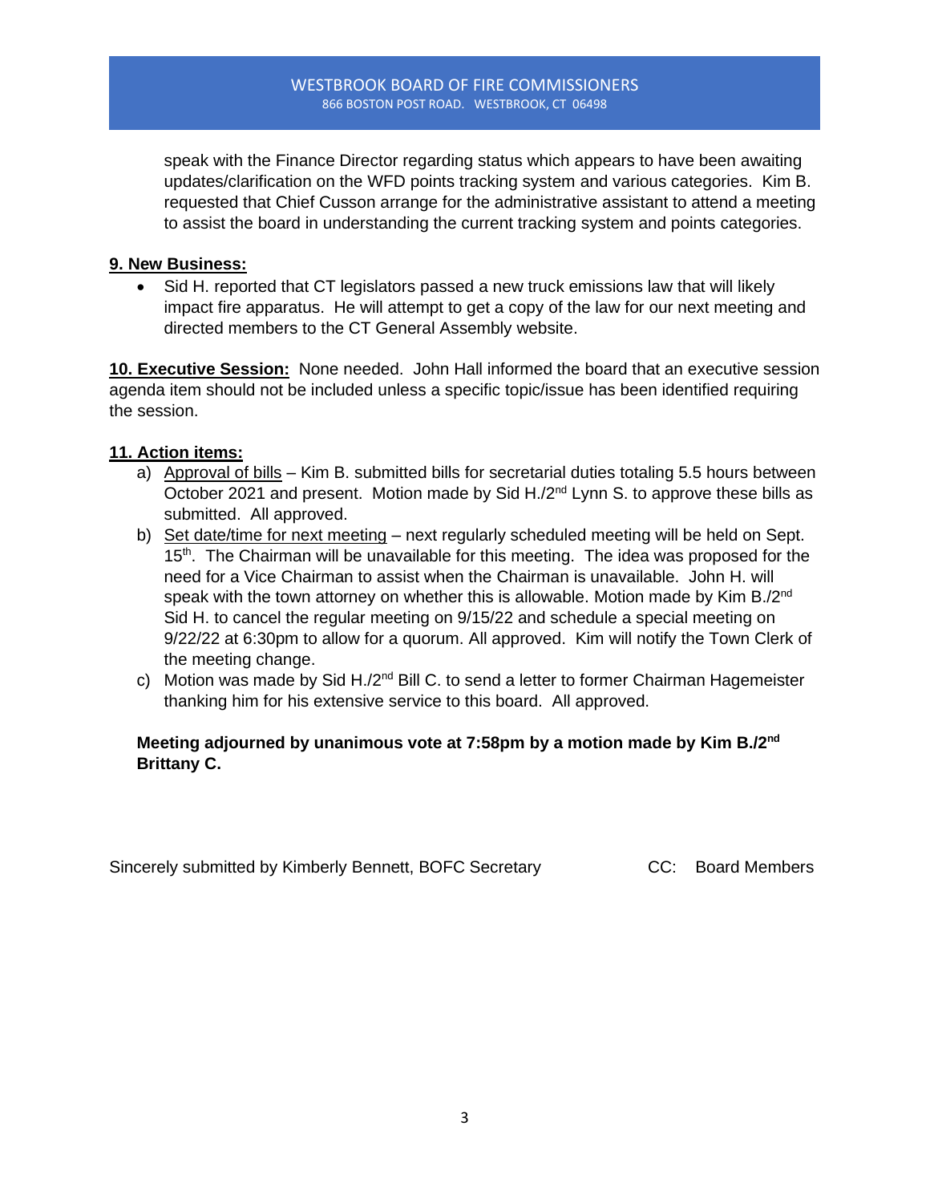speak with the Finance Director regarding status which appears to have been awaiting updates/clarification on the WFD points tracking system and various categories. Kim B. requested that Chief Cusson arrange for the administrative assistant to attend a meeting to assist the board in understanding the current tracking system and points categories.

**9. New Business:**

- Sid H. reported that CT legislators passed a new truck emissions law that will likely impact fire apparatus. He will attempt to get a copy of the law for our next meeting and directed members to the CT General Assembly website.

**10. Executive Session:** None needed. John Hall informed the board that an executive session agenda item should not be included unless a specific topic/issue has been identified requiring the session.

**11. Action items:**

a) Approval of bills – Kim B. submitted bills for secretarial duties totaling 5.5 hours between October 2021 and present. Motion made by Sid H./2nd Lynn S. to approve these bills as submitted. All approved.

b) Set date/time for next meeting – next regularly scheduled meeting will be held on Sept. 15th. The Chairman will be unavailable for this meeting. The idea was proposed for the need for a Vice Chairman to assist when the Chairman is unavailable. John H. will speak with the town attorney on whether this is allowable. Motion made by Kim B./2nd Sid H. to cancel the regular meeting on 9/15/22 and schedule a special meeting on 9/22/22 at 6:30pm to allow for a quorum. All approved. Kim will notify the Town Clerk of the meeting change.

c) Motion was made by Sid H./2nd Bill C. to send a letter to former Chairman Hagemeister thanking him for his extensive service to this board. All approved.

**Meeting adjourned by unanimous vote at 7:58pm by a motion made by Kim B./2nd Brittany C.**

Sincerely submitted by Kimberly Bennett, BOFC Secretary CC: Board Members